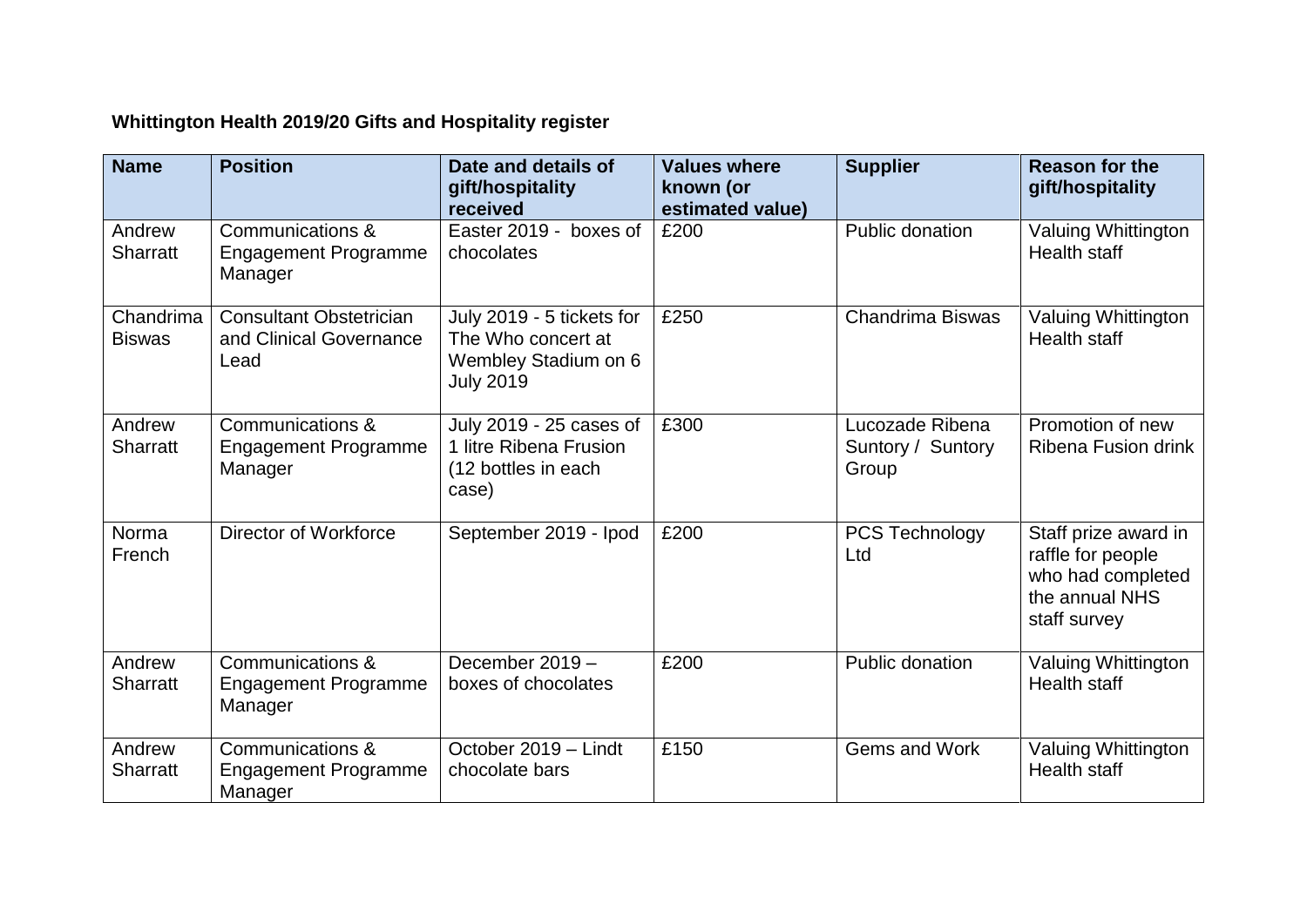**Whittington Health 2019/20 Gifts and Hospitality register**

| Name | Position | Date and details of gift/hospitality received | Values where known (or estimated value) | Supplier | Reason for the gift/hospitality |
|---|---|---|---|---|---|
| Andrew Sharratt | Communications & Engagement Programme Manager | Easter 2019 - boxes of chocolates | £200 | Public donation | Valuing Whittington Health staff |
| Chandrima Biswas | Consultant Obstetrician and Clinical Governance Lead | July 2019 - 5 tickets for The Who concert at Wembley Stadium on 6 July 2019 | £250 | Chandrima Biswas | Valuing Whittington Health staff |
| Andrew Sharratt | Communications & Engagement Programme Manager | July 2019 - 25 cases of 1 litre Ribena Frusion (12 bottles in each case) | £300 | Lucozade Ribena Suntory / Suntory Group | Promotion of new Ribena Fusion drink |
| Norma French | Director of Workforce | September 2019 - Ipod | £200 | PCS Technology Ltd | Staff prize award in raffle for people who had completed the annual NHS staff survey |
| Andrew Sharratt | Communications & Engagement Programme Manager | December 2019 – boxes of chocolates | £200 | Public donation | Valuing Whittington Health staff |
| Andrew Sharratt | Communications & Engagement Programme Manager | October 2019 – Lindt chocolate bars | £150 | Gems and Work | Valuing Whittington Health staff |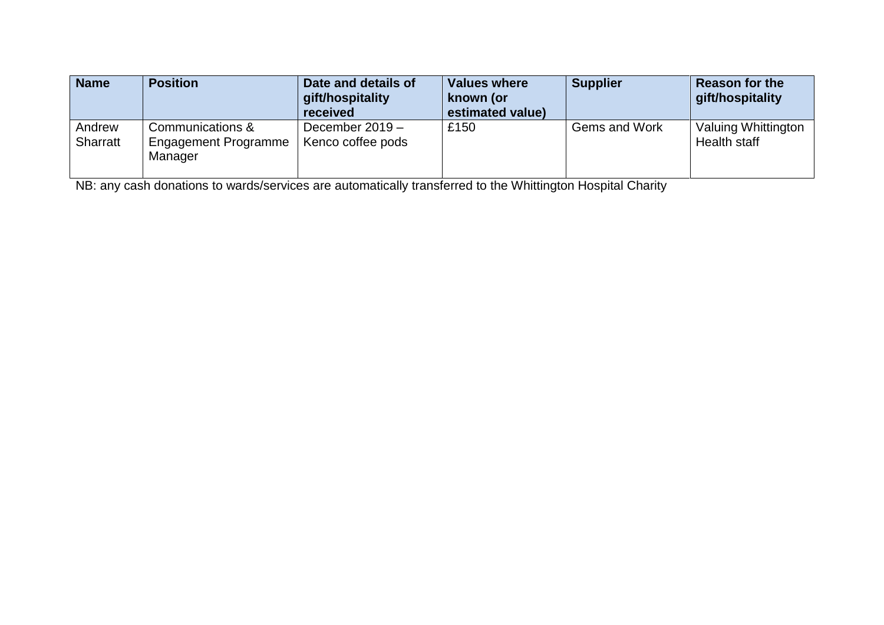| Name | Position | Date and details of gift/hospitality received | Values where known (or estimated value) | Supplier | Reason for the gift/hospitality |
|---|---|---|---|---|---|
| Andrew Sharratt | Communications & Engagement Programme Manager | December 2019 – Kenco coffee pods | £150 | Gems and Work | Valuing Whittington Health staff |

NB: any cash donations to wards/services are automatically transferred to the Whittington Hospital Charity